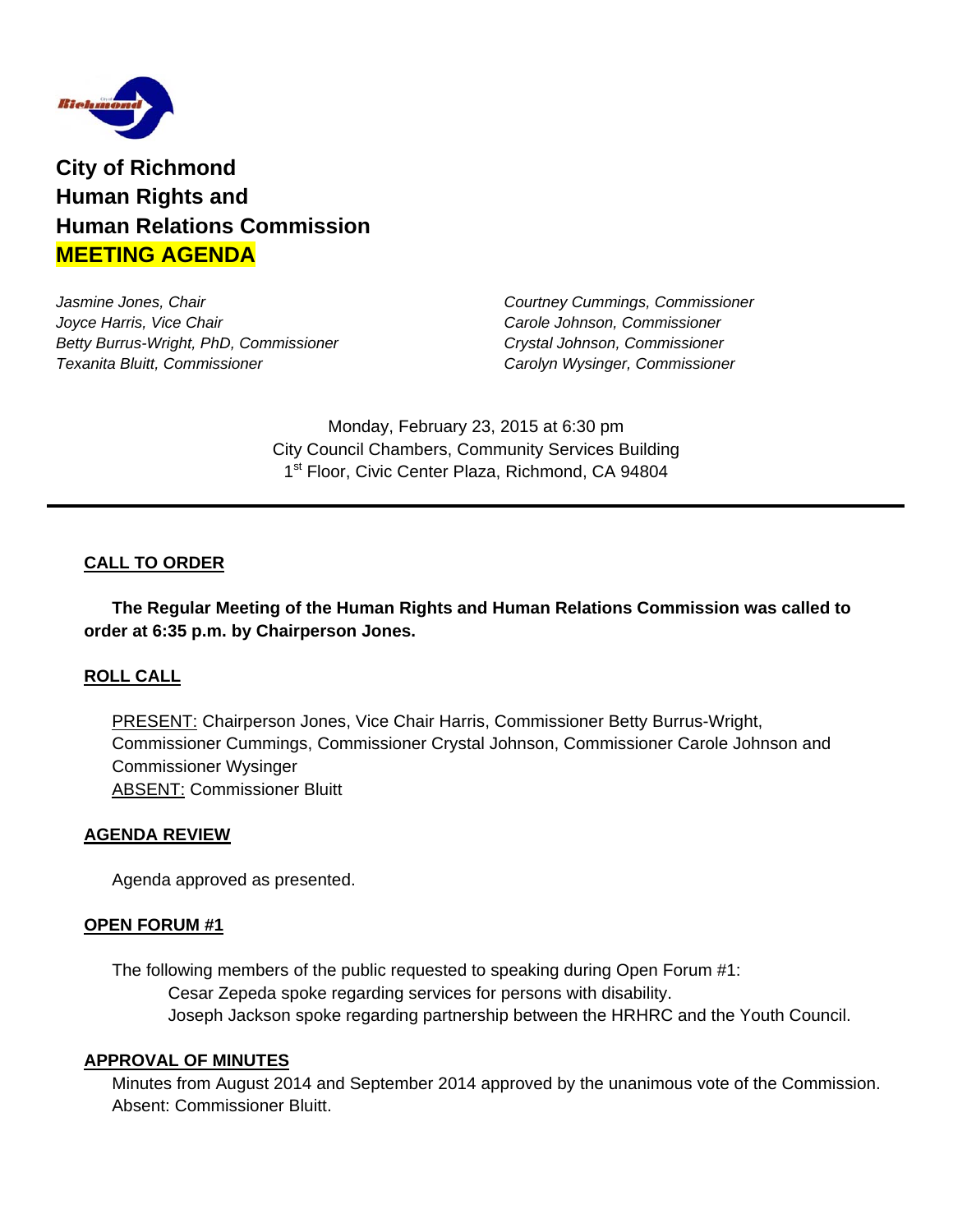# City of Richmond
# Human Rights and
# Human Relations Commission
# MEETING AGENDA

*Jasmine Jones, Chair*
*Joyce Harris, Vice Chair*
*Betty Burrus-Wright, PhD, Commissioner*
*Texanita Bluitt, Commissioner*
*Courtney Cummings, Commissioner*
*Carole Johnson, Commissioner*
*Crystal Johnson, Commissioner*
*Carolyn Wysinger, Commissioner*

Monday, February 23, 2015 at 6:30 pm
City Council Chambers, Community Services Building
1st Floor, Civic Center Plaza, Richmond, CA 94804

---

## CALL TO ORDER

**The Regular Meeting of the Human Rights and Human Relations Commission was called to order at 6:35 p.m. by Chairperson Jones.**

## ROLL CALL

PRESENT: Chairperson Jones, Vice Chair Harris, Commissioner Betty Burrus-Wright, Commissioner Cummings, Commissioner Crystal Johnson, Commissioner Carole Johnson and Commissioner Wysinger
ABSENT: Commissioner Bluitt

## AGENDA REVIEW

Agenda approved as presented.

## OPEN FORUM #1

The following members of the public requested to speaking during Open Forum #1:
- Cesar Zepeda spoke regarding services for persons with disability.
- Joseph Jackson spoke regarding partnership between the HRHRC and the Youth Council.

## APPROVAL OF MINUTES

Minutes from August 2014 and September 2014 approved by the unanimous vote of the Commission. Absent: Commissioner Bluitt.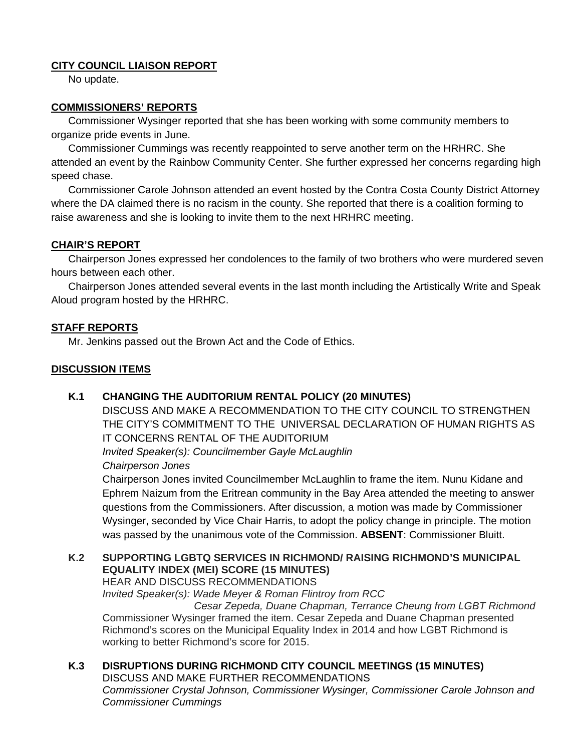**CITY COUNCIL LIAISON REPORT**

No update.

**COMMISSIONERS' REPORTS**

Commissioner Wysinger reported that she has been working with some community members to organize pride events in June.

Commissioner Cummings was recently reappointed to serve another term on the HRHRC. She attended an event by the Rainbow Community Center. She further expressed her concerns regarding high speed chase.

Commissioner Carole Johnson attended an event hosted by the Contra Costa County District Attorney where the DA claimed there is no racism in the county. She reported that there is a coalition forming to raise awareness and she is looking to invite them to the next HRHRC meeting.

**CHAIR'S REPORT**

Chairperson Jones expressed her condolences to the family of two brothers who were murdered seven hours between each other.

Chairperson Jones attended several events in the last month including the Artistically Write and Speak Aloud program hosted by the HRHRC.

**STAFF REPORTS**

Mr. Jenkins passed out the Brown Act and the Code of Ethics.

**DISCUSSION ITEMS**

**K.1 CHANGING THE AUDITORIUM RENTAL POLICY (20 MINUTES)**

DISCUSS AND MAKE A RECOMMENDATION TO THE CITY COUNCIL TO STRENGTHEN THE CITY'S COMMITMENT TO THE UNIVERSAL DECLARATION OF HUMAN RIGHTS AS IT CONCERNS RENTAL OF THE AUDITORIUM

*Invited Speaker(s): Councilmember Gayle McLaughlin*

*Chairperson Jones*

Chairperson Jones invited Councilmember McLaughlin to frame the item. Nunu Kidane and Ephrem Naizum from the Eritrean community in the Bay Area attended the meeting to answer questions from the Commissioners. After discussion, a motion was made by Commissioner Wysinger, seconded by Vice Chair Harris, to adopt the policy change in principle. The motion was passed by the unanimous vote of the Commission. **ABSENT**: Commissioner Bluitt.

**K.2 SUPPORTING LGBTQ SERVICES IN RICHMOND/ RAISING RICHMOND'S MUNICIPAL EQUALITY INDEX (MEI) SCORE (15 MINUTES)**

HEAR AND DISCUSS RECOMMENDATIONS

*Invited Speaker(s): Wade Meyer & Roman Flintroy from RCC*

*Cesar Zepeda, Duane Chapman, Terrance Cheung from LGBT Richmond*

Commissioner Wysinger framed the item. Cesar Zepeda and Duane Chapman presented Richmond's scores on the Municipal Equality Index in 2014 and how LGBT Richmond is working to better Richmond's score for 2015.

**K.3 DISRUPTIONS DURING RICHMOND CITY COUNCIL MEETINGS (15 MINUTES)**

DISCUSS AND MAKE FURTHER RECOMMENDATIONS

*Commissioner Crystal Johnson, Commissioner Wysinger, Commissioner Carole Johnson and Commissioner Cummings*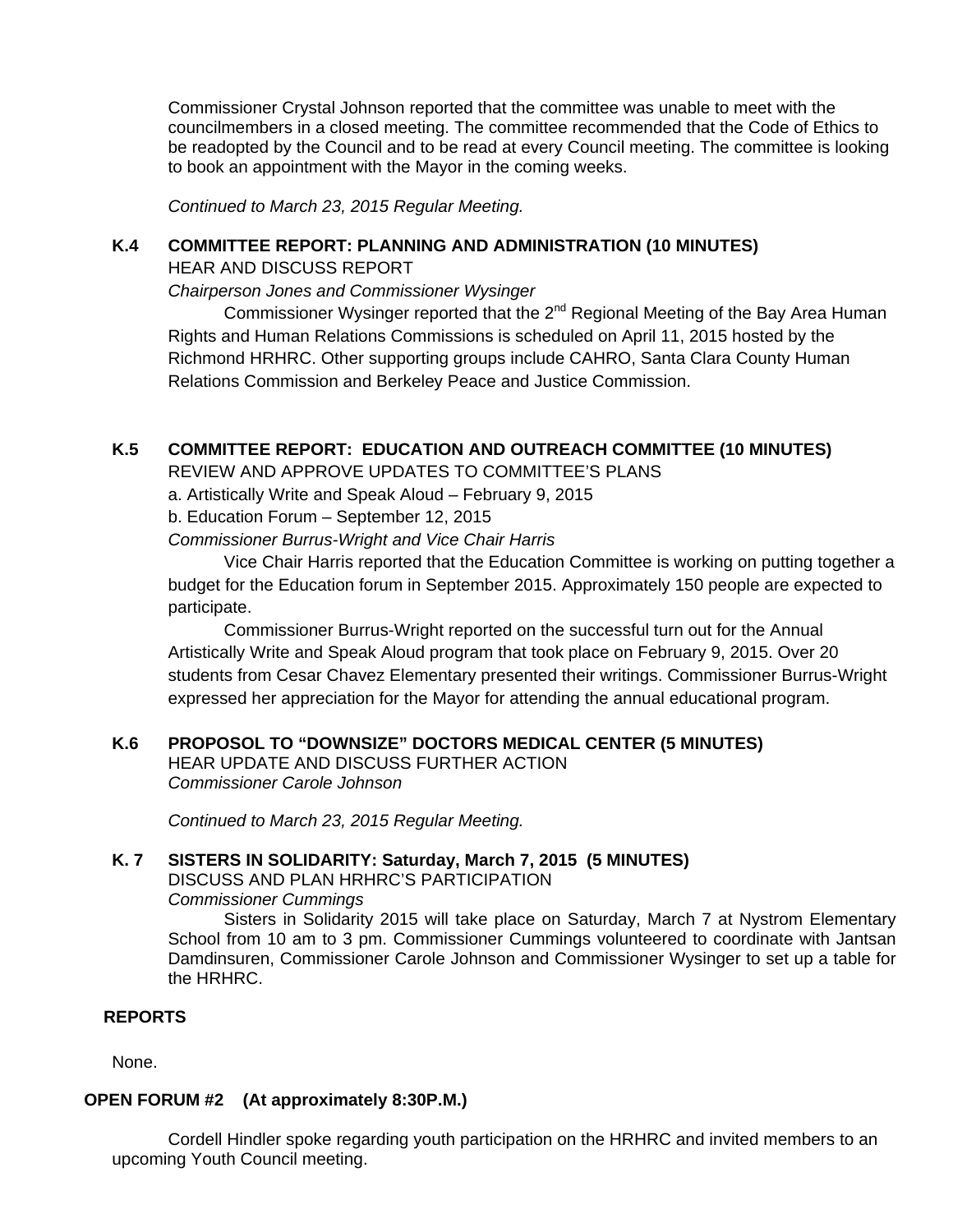Commissioner Crystal Johnson reported that the committee was unable to meet with the councilmembers in a closed meeting. The committee recommended that the Code of Ethics to be readopted by the Council and to be read at every Council meeting. The committee is looking to book an appointment with the Mayor in the coming weeks.

*Continued to March 23, 2015 Regular Meeting.*

**K.4 COMMITTEE REPORT: PLANNING AND ADMINISTRATION (10 MINUTES)**

HEAR AND DISCUSS REPORT

*Chairperson Jones and Commissioner Wysinger*

Commissioner Wysinger reported that the 2nd Regional Meeting of the Bay Area Human Rights and Human Relations Commissions is scheduled on April 11, 2015 hosted by the Richmond HRHRC. Other supporting groups include CAHRO, Santa Clara County Human Relations Commission and Berkeley Peace and Justice Commission.

**K.5 COMMITTEE REPORT: EDUCATION AND OUTREACH COMMITTEE (10 MINUTES)**

REVIEW AND APPROVE UPDATES TO COMMITTEE'S PLANS

a. Artistically Write and Speak Aloud – February 9, 2015

b. Education Forum – September 12, 2015

*Commissioner Burrus-Wright and Vice Chair Harris*

Vice Chair Harris reported that the Education Committee is working on putting together a budget for the Education forum in September 2015. Approximately 150 people are expected to participate.

Commissioner Burrus-Wright reported on the successful turn out for the Annual Artistically Write and Speak Aloud program that took place on February 9, 2015. Over 20 students from Cesar Chavez Elementary presented their writings. Commissioner Burrus-Wright expressed her appreciation for the Mayor for attending the annual educational program.

**K.6 PROPOSOL TO "DOWNSIZE" DOCTORS MEDICAL CENTER (5 MINUTES)**

HEAR UPDATE AND DISCUSS FURTHER ACTION

*Commissioner Carole Johnson*

*Continued to March 23, 2015 Regular Meeting.*

**K. 7 SISTERS IN SOLIDARITY: Saturday, March 7, 2015 (5 MINUTES)**

DISCUSS AND PLAN HRHRC'S PARTICIPATION

*Commissioner Cummings*

Sisters in Solidarity 2015 will take place on Saturday, March 7 at Nystrom Elementary School from 10 am to 3 pm. Commissioner Cummings volunteered to coordinate with Jantsan Damdinsuren, Commissioner Carole Johnson and Commissioner Wysinger to set up a table for the HRHRC.

**REPORTS**

None.

**OPEN FORUM #2 (At approximately 8:30P.M.)**

Cordell Hindler spoke regarding youth participation on the HRHRC and invited members to an upcoming Youth Council meeting.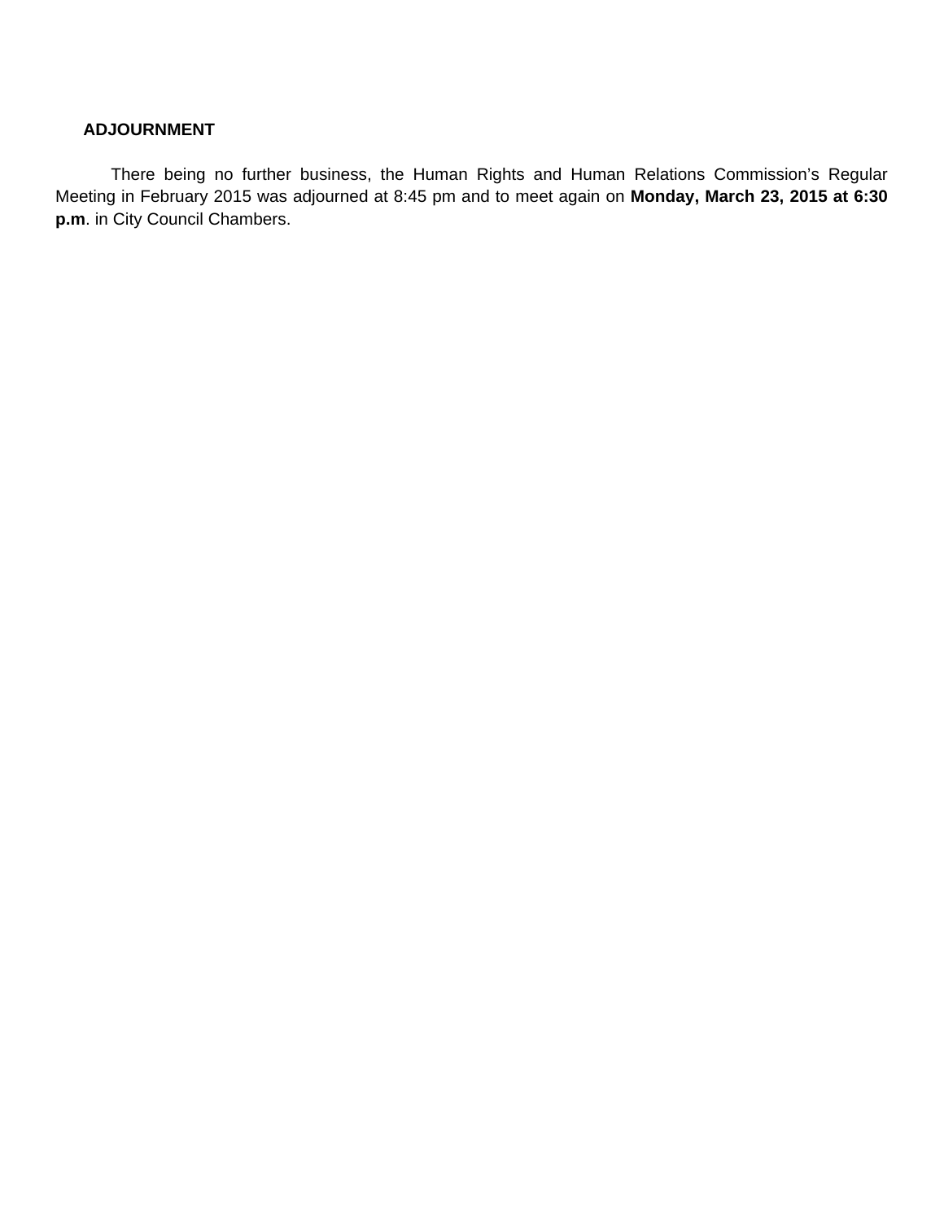**ADJOURNMENT**

There being no further business, the Human Rights and Human Relations Commission's Regular Meeting in February 2015 was adjourned at 8:45 pm and to meet again on **Monday, March 23, 2015 at 6:30 p.m**. in City Council Chambers.